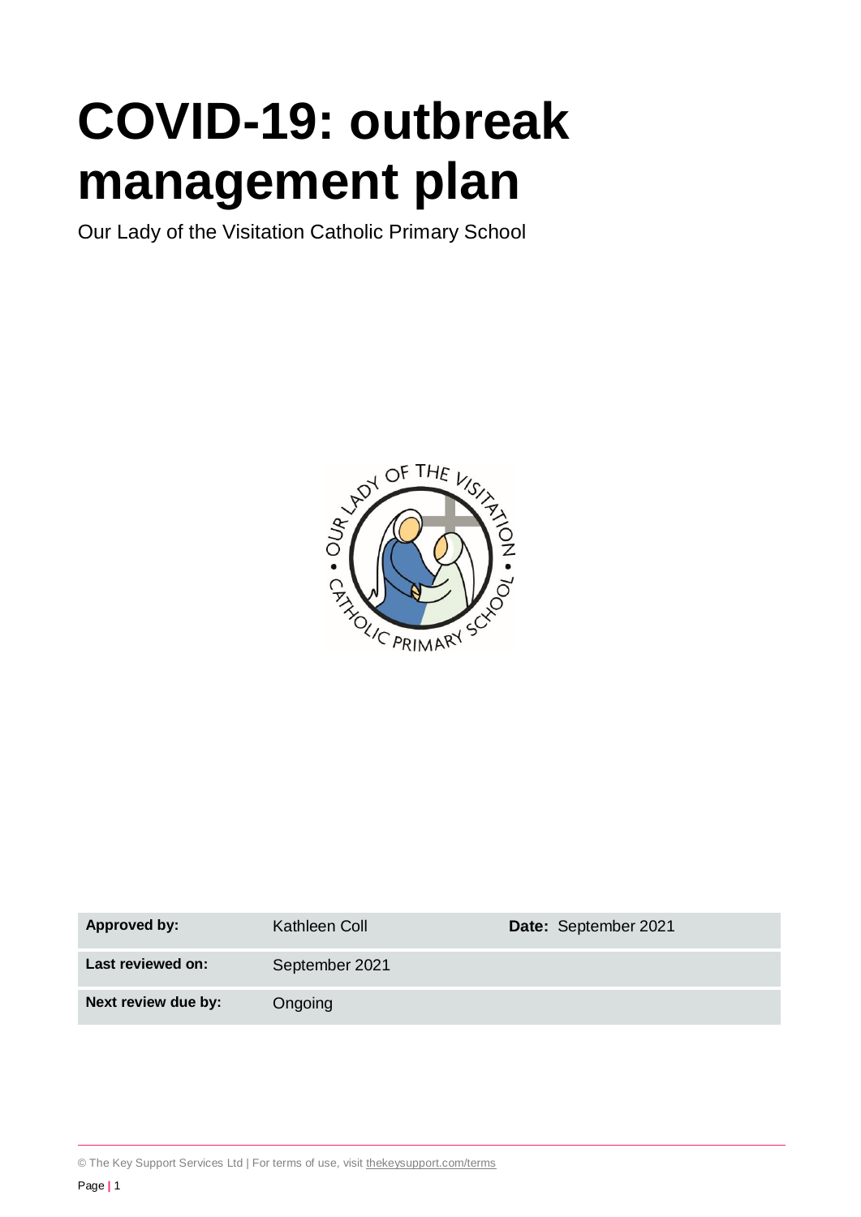# COVID-19: outbreak management plan

Our Lady of the Visitation Catholic Primary School

| **Approved by:** | Kathleen Coll | **Date:** September 2021 |
|---|---|---|
| **Last reviewed on:** | September 2021 | |
| **Next review due by:** | Ongoing | |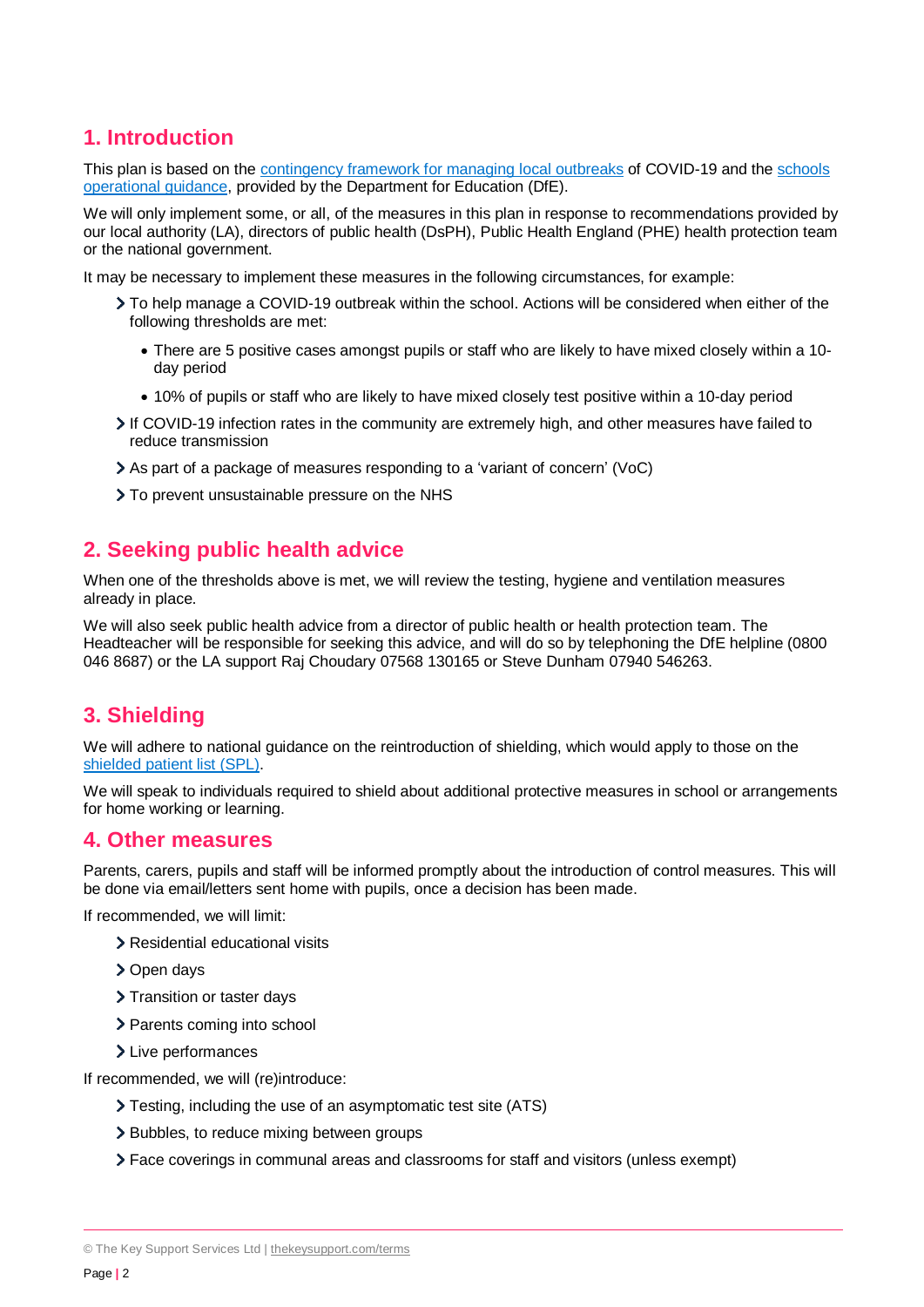## 1. Introduction

This plan is based on the [contingency framework for managing local outbreaks] of COVID-19 and the [schools operational guidance], provided by the Department for Education (DfE).

We will only implement some, or all, of the measures in this plan in response to recommendations provided by our local authority (LA), directors of public health (DsPH), Public Health England (PHE) health protection team or the national government.

It may be necessary to implement these measures in the following circumstances, for example:

- To help manage a COVID-19 outbreak within the school. Actions will be considered when either of the following thresholds are met:
  - There are 5 positive cases amongst pupils or staff who are likely to have mixed closely within a 10-day period
  - 10% of pupils or staff who are likely to have mixed closely test positive within a 10-day period
- If COVID-19 infection rates in the community are extremely high, and other measures have failed to reduce transmission
- As part of a package of measures responding to a 'variant of concern' (VoC)
- To prevent unsustainable pressure on the NHS

## 2. Seeking public health advice

When one of the thresholds above is met, we will review the testing, hygiene and ventilation measures already in place.

We will also seek public health advice from a director of public health or health protection team. The Headteacher will be responsible for seeking this advice, and will do so by telephoning the DfE helpline (0800 046 8687) or the LA support Raj Choudary 07568 130165 or Steve Dunham 07940 546263.

## 3. Shielding

We will adhere to national guidance on the reintroduction of shielding, which would apply to those on the [shielded patient list (SPL)].

We will speak to individuals required to shield about additional protective measures in school or arrangements for home working or learning.

## 4. Other measures

Parents, carers, pupils and staff will be informed promptly about the introduction of control measures. This will be done via email/letters sent home with pupils, once a decision has been made.

If recommended, we will limit:

- Residential educational visits
- Open days
- Transition or taster days
- Parents coming into school
- Live performances

If recommended, we will (re)introduce:

- Testing, including the use of an asymptomatic test site (ATS)
- Bubbles, to reduce mixing between groups
- Face coverings in communal areas and classrooms for staff and visitors (unless exempt)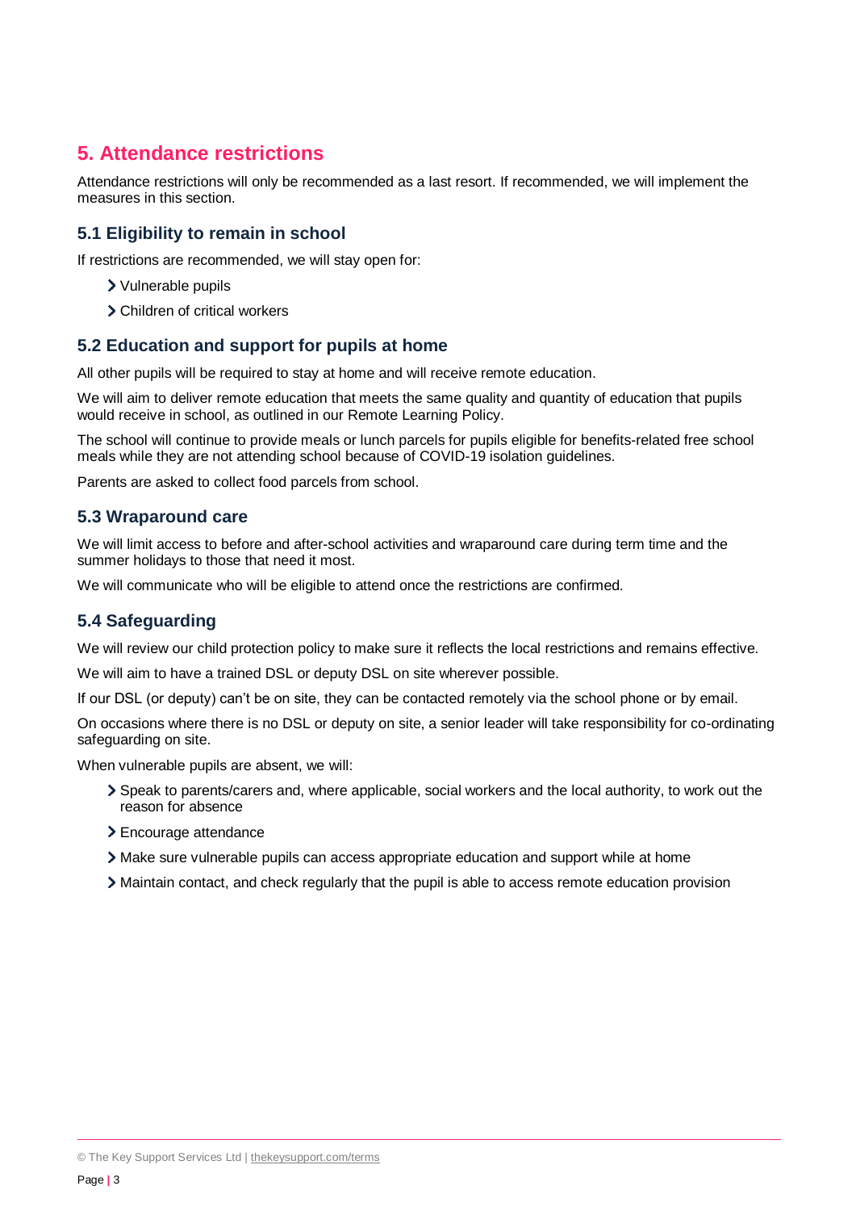## 5. Attendance restrictions

Attendance restrictions will only be recommended as a last resort. If recommended, we will implement the measures in this section.

### 5.1 Eligibility to remain in school

If restrictions are recommended, we will stay open for:

- Vulnerable pupils
- Children of critical workers

### 5.2 Education and support for pupils at home

All other pupils will be required to stay at home and will receive remote education.

We will aim to deliver remote education that meets the same quality and quantity of education that pupils would receive in school, as outlined in our Remote Learning Policy.

The school will continue to provide meals or lunch parcels for pupils eligible for benefits-related free school meals while they are not attending school because of COVID-19 isolation guidelines.

Parents are asked to collect food parcels from school.

### 5.3 Wraparound care

We will limit access to before and after-school activities and wraparound care during term time and the summer holidays to those that need it most.

We will communicate who will be eligible to attend once the restrictions are confirmed.

### 5.4 Safeguarding

We will review our child protection policy to make sure it reflects the local restrictions and remains effective.

We will aim to have a trained DSL or deputy DSL on site wherever possible.

If our DSL (or deputy) can't be on site, they can be contacted remotely via the school phone or by email.

On occasions where there is no DSL or deputy on site, a senior leader will take responsibility for co-ordinating safeguarding on site.

When vulnerable pupils are absent, we will:

- Speak to parents/carers and, where applicable, social workers and the local authority, to work out the reason for absence
- Encourage attendance
- Make sure vulnerable pupils can access appropriate education and support while at home
- Maintain contact, and check regularly that the pupil is able to access remote education provision